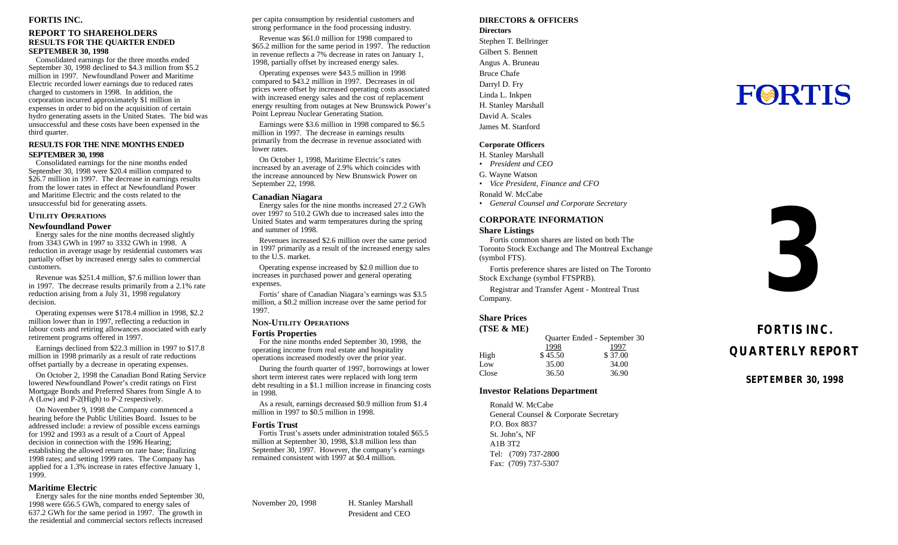# FORTIS INC.

## REPORT TO SHAREHOLDERS
## RESULTS FOR THE QUARTER ENDED SEPTEMBER 30, 1998

Consolidated earnings for the three months ended September 30, 1998 declined to $4.3 million from $5.2 million in 1997. Newfoundland Power and Maritime Electric recorded lower earnings due to reduced rates charged to customers in 1998. In addition, the corporation incurred approximately $1 million in expenses in order to bid on the acquisition of certain hydro generating assets in the United States. The bid was unsuccessful and these costs have been expensed in the third quarter.

## RESULTS FOR THE NINE MONTHS ENDED SEPTEMBER 30, 1998

Consolidated earnings for the nine months ended September 30, 1998 were $20.4 million compared to $26.7 million in 1997. The decrease in earnings results from the lower rates in effect at Newfoundland Power and Maritime Electric and the costs related to the unsuccessful bid for generating assets.

### UTILITY OPERATIONS

### Newfoundland Power

Energy sales for the nine months decreased slightly from 3343 GWh in 1997 to 3332 GWh in 1998. A reduction in average usage by residential customers was partially offset by increased energy sales to commercial customers.

Revenue was $251.4 million, $7.6 million lower than in 1997. The decrease results primarily from a 2.1% rate reduction arising from a July 31, 1998 regulatory decision.

Operating expenses were $178.4 million in 1998, $2.2 million lower than in 1997, reflecting a reduction in labour costs and retiring allowances associated with early retirement programs offered in 1997.

Earnings declined from $22.3 million in 1997 to $17.8 million in 1998 primarily as a result of rate reductions offset partially by a decrease in operating expenses.

On October 2, 1998 the Canadian Bond Rating Service lowered Newfoundland Power's credit ratings on First Mortgage Bonds and Preferred Shares from Single A to A (Low) and P-2(High) to P-2 respectively.

On November 9, 1998 the Company commenced a hearing before the Public Utilities Board. Issues to be addressed include: a review of possible excess earnings for 1992 and 1993 as a result of a Court of Appeal decision in connection with the 1996 Hearing; establishing the allowed return on rate base; finalizing 1998 rates; and setting 1999 rates. The Company has applied for a 1.3% increase in rates effective January 1, 1999.

### Maritime Electric

Energy sales for the nine months ended September 30, 1998 were 656.5 GWh, compared to energy sales of 637.2 GWh for the same period in 1997. The growth in the residential and commercial sectors reflects increased per capita consumption by residential customers and strong performance in the food processing industry.

Revenue was $61.0 million for 1998 compared to $65.2 million for the same period in 1997. The reduction in revenue reflects a 7% decrease in rates on January 1, 1998, partially offset by increased energy sales.

Operating expenses were $43.5 million in 1998 compared to $43.2 million in 1997. Decreases in oil prices were offset by increased operating costs associated with increased energy sales and the cost of replacement energy resulting from outages at New Brunswick Power's Point Lepreau Nuclear Generating Station.

Earnings were $3.6 million in 1998 compared to $6.5 million in 1997. The decrease in earnings results primarily from the decrease in revenue associated with lower rates.

On October 1, 1998, Maritime Electric's rates increased by an average of 2.9% which coincides with the increase announced by New Brunswick Power on September 22, 1998.

### Canadian Niagara

Energy sales for the nine months increased 27.2 GWh over 1997 to 510.2 GWh due to increased sales into the United States and warm temperatures during the spring and summer of 1998.

Revenues increased $2.6 million over the same period in 1997 primarily as a result of the increased energy sales to the U.S. market.

Operating expense increased by $2.0 million due to increases in purchased power and general operating expenses.

Fortis' share of Canadian Niagara's earnings was $3.5 million, a $0.2 million increase over the same period for 1997.

### NON-UTILITY OPERATIONS

### Fortis Properties

For the nine months ended September 30, 1998, the operating income from real estate and hospitality operations increased modestly over the prior year.

During the fourth quarter of 1997, borrowings at lower short term interest rates were replaced with long term debt resulting in a $1.1 million increase in financing costs in 1998.

As a result, earnings decreased $0.9 million from $1.4 million in 1997 to $0.5 million in 1998.

### Fortis Trust

Fortis Trust's assets under administration totaled $65.5 million at September 30, 1998, $3.8 million less than September 30, 1997. However, the company's earnings remained consistent with 1997 at $0.4 million.

November 20, 1998

H. Stanley Marshall
President and CEO

## DIRECTORS & OFFICERS

**Directors**

Stephen T. Bellringer
Gilbert S. Bennett
Angus A. Bruneau
Bruce Chafe
Darryl D. Fry
Linda L. Inkpen
H. Stanley Marshall
David A. Scales
James M. Stanford

**Corporate Officers**

H. Stanley Marshall
- *President and CEO*

G. Wayne Watson
- *Vice President, Finance and CFO*

Ronald W. McCabe
- *General Counsel and Corporate Secretary*

## CORPORATE INFORMATION

### Share Listings

Fortis common shares are listed on both The Toronto Stock Exchange and The Montreal Exchange (symbol FTS).

Fortis preference shares are listed on The Toronto Stock Exchange (symbol FTSPRB).

Registrar and Transfer Agent - Montreal Trust Company.

### Share Prices (TSE & ME)

| | Quarter Ended - September 30 | |
|---|---|---|
| | 1998 | 1997 |
| High | $ 45.50 | $ 37.00 |
| Low | 35.00 | 34.00 |
| Close | 36.50 | 36.90 |

### Investor Relations Department

Ronald W. McCabe
General Counsel & Corporate Secretary
P.O. Box 8837
St. John's, NF
A1B 3T2
Tel: (709) 737-2800
Fax: (709) 737-5307

# FORTIS

# 3

# FORTIS INC.
# QUARTERLY REPORT

**SEPTEMBER 30, 1998**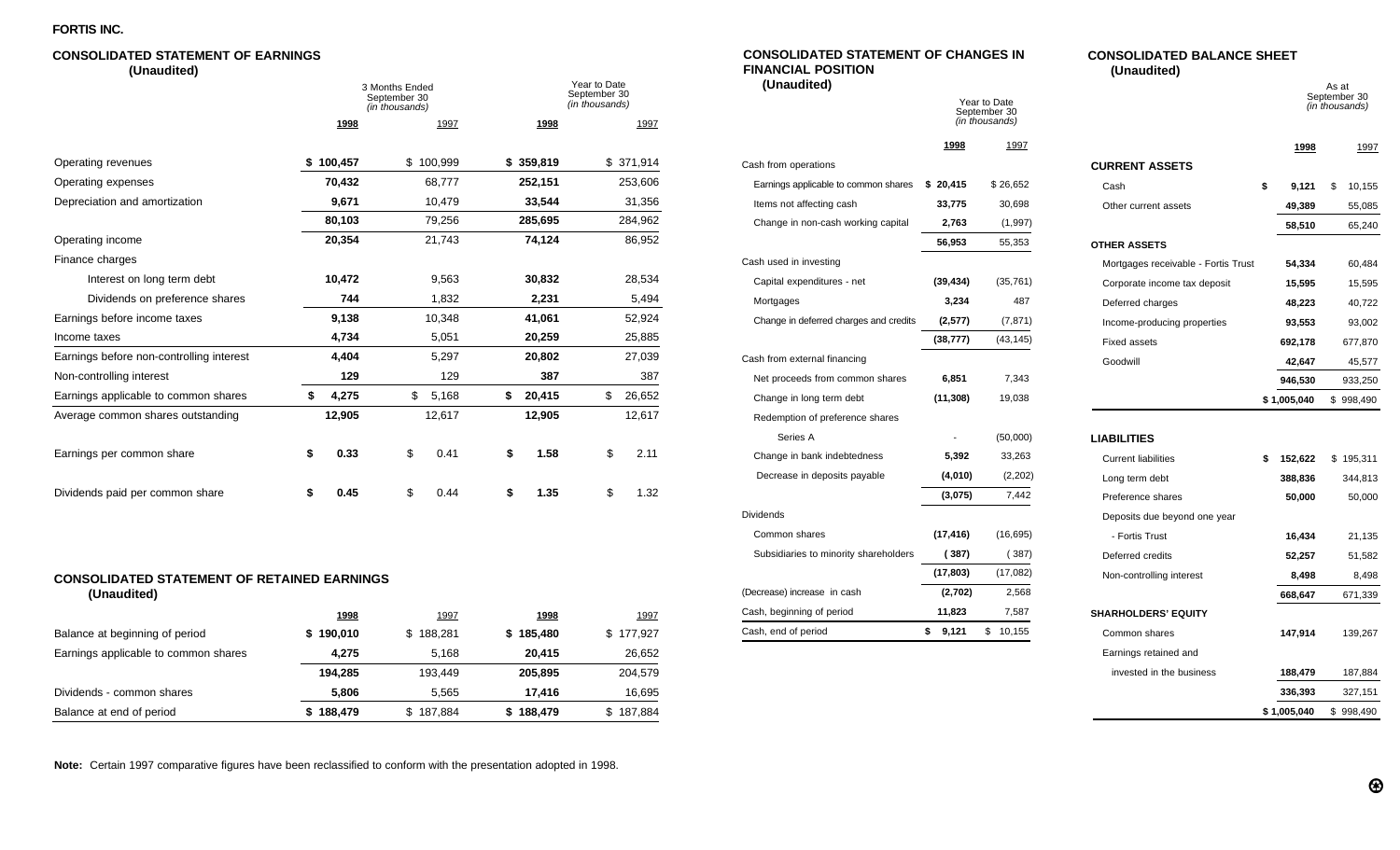**FORTIS INC.**

## CONSOLIDATED STATEMENT OF EARNINGS
**(Unaudited)**

| | 3 Months Ended September 30 *(in thousands)* | | Year to Date September 30 *(in thousands)* | |
|---|---|---|---|---|
| | **1998** | 1997 | **1998** | 1997 |
| Operating revenues | **$ 100,457** | $ 100,999 | **$ 359,819** | $ 371,914 |
| Operating expenses | **70,432** | 68,777 | **252,151** | 253,606 |
| Depreciation and amortization | **9,671** | 10,479 | **33,544** | 31,356 |
| | **80,103** | 79,256 | **285,695** | 284,962 |
| Operating income | **20,354** | 21,743 | **74,124** | 86,952 |
| Finance charges | | | | |
| Interest on long term debt | **10,472** | 9,563 | **30,832** | 28,534 |
| Dividends on preference shares | **744** | 1,832 | **2,231** | 5,494 |
| Earnings before income taxes | **9,138** | 10,348 | **41,061** | 52,924 |
| Income taxes | **4,734** | 5,051 | **20,259** | 25,885 |
| Earnings before non-controlling interest | **4,404** | 5,297 | **20,802** | 27,039 |
| Non-controlling interest | **129** | 129 | **387** | 387 |
| Earnings applicable to common shares | **$ 4,275** | $ 5,168 | **$ 20,415** | $ 26,652 |
| Average common shares outstanding | **12,905** | 12,617 | **12,905** | 12,617 |
| Earnings per common share | **$ 0.33** | $ 0.41 | **$ 1.58** | $ 2.11 |
| Dividends paid per common share | **$ 0.45** | $ 0.44 | **$ 1.35** | $ 1.32 |

## CONSOLIDATED STATEMENT OF RETAINED EARNINGS
**(Unaudited)**

| | **1998** | 1997 | **1998** | 1997 |
|---|---|---|---|---|
| Balance at beginning of period | **$ 190,010** | $ 188,281 | **$ 185,480** | $ 177,927 |
| Earnings applicable to common shares | **4,275** | 5,168 | **20,415** | 26,652 |
| | **194,285** | 193,449 | **205,895** | 204,579 |
| Dividends - common shares | **5,806** | 5,565 | **17,416** | 16,695 |
| Balance at end of period | **$ 188,479** | $ 187,884 | **$ 188,479** | $ 187,884 |

**Note:** Certain 1997 comparative figures have been reclassified to conform with the presentation adopted in 1998.

## CONSOLIDATED STATEMENT OF CHANGES IN FINANCIAL POSITION
**(Unaudited)**

| | Year to Date September 30 *(in thousands)* | |
|---|---|---|
| | **1998** | 1997 |
| Cash from operations | | |
| Earnings applicable to common shares | **$ 20,415** | $ 26,652 |
| Items not affecting cash | **33,775** | 30,698 |
| Change in non-cash working capital | **2,763** | (1,997) |
| | **56,953** | 55,353 |
| Cash used in investing | | |
| Capital expenditures - net | **(39,434)** | (35,761) |
| Mortgages | **3,234** | 487 |
| Change in deferred charges and credits | **(2,577)** | (7,871) |
| | **(38,777)** | (43,145) |
| Cash from external financing | | |
| Net proceeds from common shares | **6,851** | 7,343 |
| Change in long term debt | **(11,308)** | 19,038 |
| Redemption of preference shares | | |
| Series A | **-** | (50,000) |
| Change in bank indebtedness | **5,392** | 33,263 |
| Decrease in deposits payable | **(4,010)** | (2,202) |
| | **(3,075)** | 7,442 |
| Dividends | | |
| Common shares | **(17,416)** | (16,695) |
| Subsidiaries to minority shareholders | **( 387)** | ( 387) |
| | **(17,803)** | (17,082) |
| (Decrease) increase in cash | **(2,702)** | 2,568 |
| Cash, beginning of period | **11,823** | 7,587 |
| Cash, end of period | **$ 9,121** | $ 10,155 |

## CONSOLIDATED BALANCE SHEET
**(Unaudited)**

| | As at September 30 *(in thousands)* | |
|---|---|---|
| | **1998** | 1997 |
| **CURRENT ASSETS** | | |
| Cash | **$ 9,121** | $ 10,155 |
| Other current assets | **49,389** | 55,085 |
| | **58,510** | 65,240 |
| **OTHER ASSETS** | | |
| Mortgages receivable - Fortis Trust | **54,334** | 60,484 |
| Corporate income tax deposit | **15,595** | 15,595 |
| Deferred charges | **48,223** | 40,722 |
| Income-producing properties | **93,553** | 93,002 |
| Fixed assets | **692,178** | 677,870 |
| Goodwill | **42,647** | 45,577 |
| | **946,530** | 933,250 |
| | **$ 1,005,040** | $ 998,490 |
| **LIABILITIES** | | |
| Current liabilities | **$ 152,622** | $ 195,311 |
| Long term debt | **388,836** | 344,813 |
| Preference shares | **50,000** | 50,000 |
| Deposits due beyond one year | | |
| - Fortis Trust | **16,434** | 21,135 |
| Deferred credits | **52,257** | 51,582 |
| Non-controlling interest | **8,498** | 8,498 |
| | **668,647** | 671,339 |
| **SHARHOLDERS' EQUITY** | | |
| Common shares | **147,914** | 139,267 |
| Earnings retained and invested in the business | **188,479** | 187,884 |
| | **336,393** | 327,151 |
| | **$ 1,005,040** | $ 998,490 |